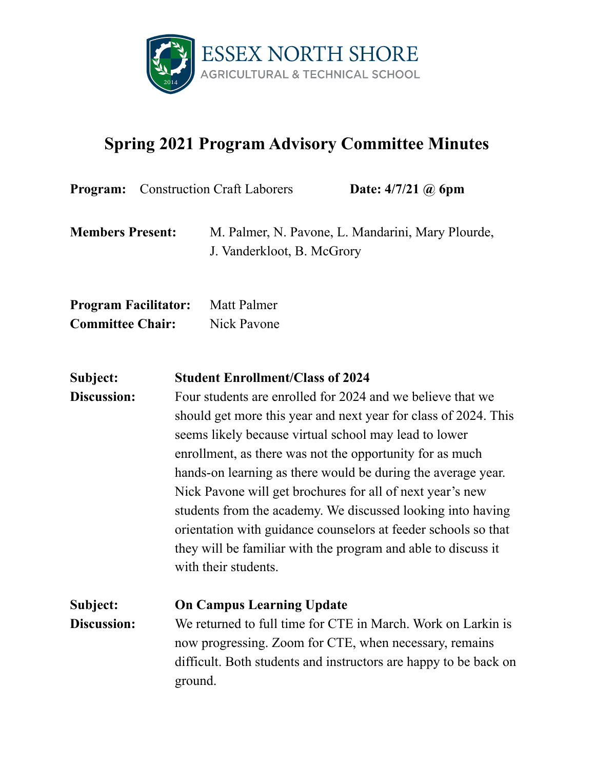ESSEX NORTH SHORE
AGRICULTURAL & TECHNICAL SCHOOL

# Spring 2021 Program Advisory Committee Minutes

**Program:** Construction Craft Laborers **Date: 4/7/21 @ 6pm**

**Members Present:** M. Palmer, N. Pavone, L. Mandarini, Mary Plourde, J. Vanderkloot, B. McGrory

**Program Facilitator:** Matt Palmer
**Committee Chair:** Nick Pavone

**Subject:** **Student Enrollment/Class of 2024**
**Discussion:** Four students are enrolled for 2024 and we believe that we should get more this year and next year for class of 2024. This seems likely because virtual school may lead to lower enrollment, as there was not the opportunity for as much hands-on learning as there would be during the average year. Nick Pavone will get brochures for all of next year's new students from the academy. We discussed looking into having orientation with guidance counselors at feeder schools so that they will be familiar with the program and able to discuss it with their students.

**Subject:** **On Campus Learning Update**
**Discussion:** We returned to full time for CTE in March. Work on Larkin is now progressing. Zoom for CTE, when necessary, remains difficult. Both students and instructors are happy to be back on ground.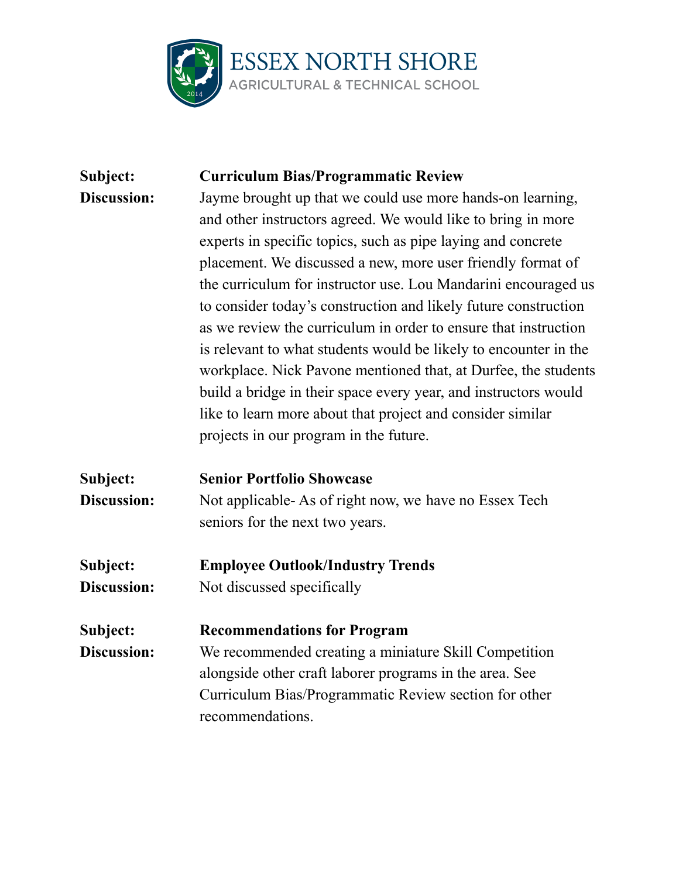**Subject:** **Curriculum Bias/Programmatic Review**

**Discussion:** Jayme brought up that we could use more hands-on learning, and other instructors agreed. We would like to bring in more experts in specific topics, such as pipe laying and concrete placement. We discussed a new, more user friendly format of the curriculum for instructor use. Lou Mandarini encouraged us to consider today's construction and likely future construction as we review the curriculum in order to ensure that instruction is relevant to what students would be likely to encounter in the workplace. Nick Pavone mentioned that, at Durfee, the students build a bridge in their space every year, and instructors would like to learn more about that project and consider similar projects in our program in the future.

**Subject:** **Senior Portfolio Showcase**

**Discussion:** Not applicable- As of right now, we have no Essex Tech seniors for the next two years.

**Subject:** **Employee Outlook/Industry Trends**

**Discussion:** Not discussed specifically

**Subject:** **Recommendations for Program**

**Discussion:** We recommended creating a miniature Skill Competition alongside other craft laborer programs in the area. See Curriculum Bias/Programmatic Review section for other recommendations.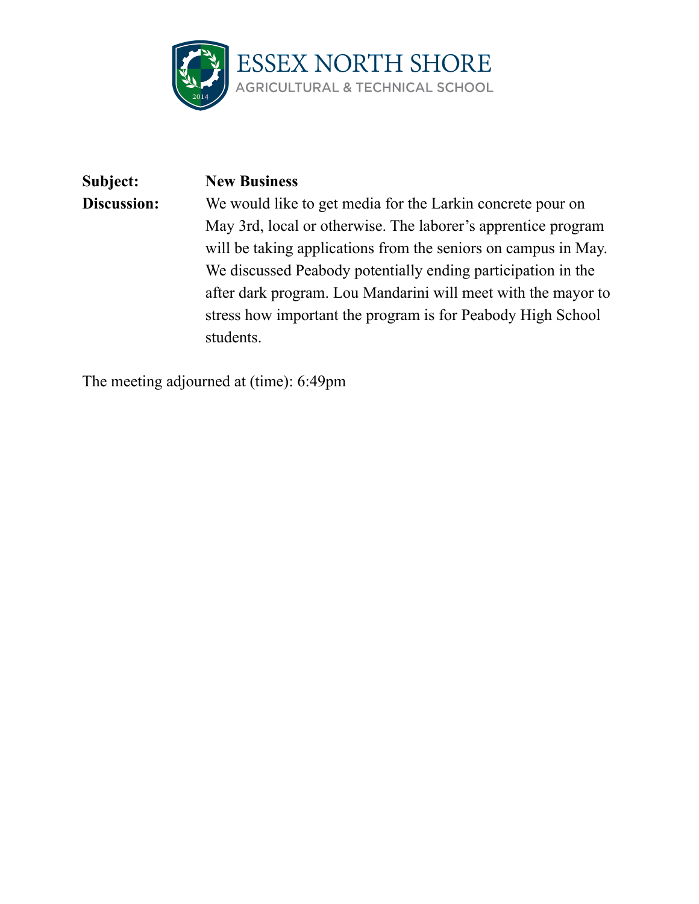# ESSEX NORTH SHORE
AGRICULTURAL & TECHNICAL SCHOOL

**Subject:** **New Business**

**Discussion:** We would like to get media for the Larkin concrete pour on May 3rd, local or otherwise. The laborer's apprentice program will be taking applications from the seniors on campus in May. We discussed Peabody potentially ending participation in the after dark program. Lou Mandarini will meet with the mayor to stress how important the program is for Peabody High School students.

The meeting adjourned at (time): 6:49pm